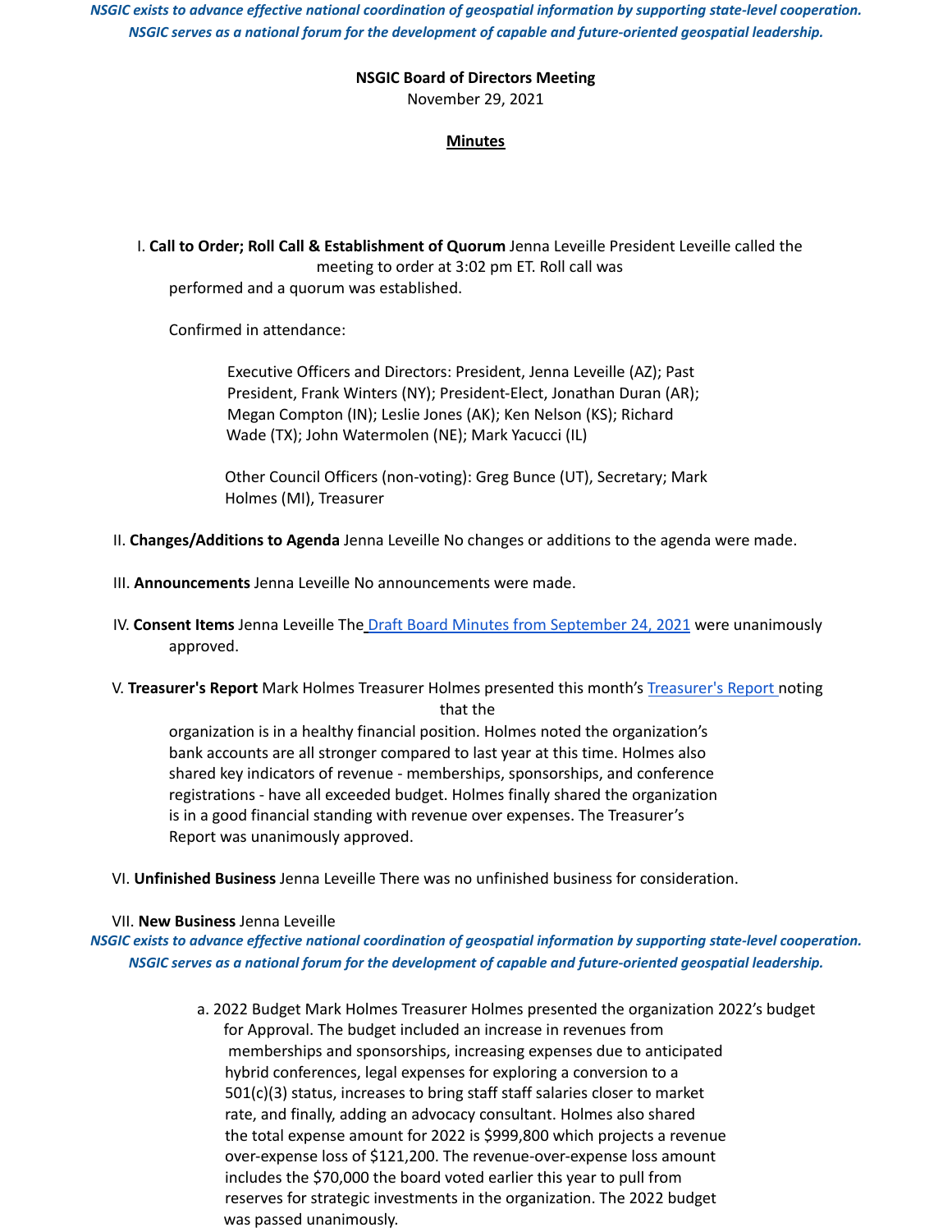**NSGIC Board of Directors Meeting**
November 29, 2021

**Minutes**

I. **Call to Order; Roll Call & Establishment of Quorum** Jenna Leveille President Leveille called the meeting to order at 3:02 pm ET. Roll call was performed and a quorum was established.

Confirmed in attendance:

Executive Officers and Directors: President, Jenna Leveille (AZ); Past President, Frank Winters (NY); President-Elect, Jonathan Duran (AR); Megan Compton (IN); Leslie Jones (AK); Ken Nelson (KS); Richard Wade (TX); John Watermolen (NE); Mark Yacucci (IL)

Other Council Officers (non-voting): Greg Bunce (UT), Secretary; Mark Holmes (MI), Treasurer

II. **Changes/Additions to Agenda** Jenna Leveille No changes or additions to the agenda were made.

III. **Announcements** Jenna Leveille No announcements were made.

IV. **Consent Items** Jenna Leveille The Draft Board Minutes from September 24, 2021 were unanimously approved.

V. **Treasurer's Report** Mark Holmes Treasurer Holmes presented this month's Treasurer's Report noting that the organization is in a healthy financial position. Holmes noted the organization's bank accounts are all stronger compared to last year at this time. Holmes also shared key indicators of revenue - memberships, sponsorships, and conference registrations - have all exceeded budget. Holmes finally shared the organization is in a good financial standing with revenue over expenses. The Treasurer's Report was unanimously approved.

VI. **Unfinished Business** Jenna Leveille There was no unfinished business for consideration.

VII. **New Business** Jenna Leveille

a. 2022 Budget Mark Holmes Treasurer Holmes presented the organization 2022's budget for Approval. The budget included an increase in revenues from memberships and sponsorships, increasing expenses due to anticipated hybrid conferences, legal expenses for exploring a conversion to a 501(c)(3) status, increases to bring staff staff salaries closer to market rate, and finally, adding an advocacy consultant. Holmes also shared the total expense amount for 2022 is $999,800 which projects a revenue over-expense loss of $121,200. The revenue-over-expense loss amount includes the $70,000 the board voted earlier this year to pull from reserves for strategic investments in the organization. The 2022 budget was passed unanimously.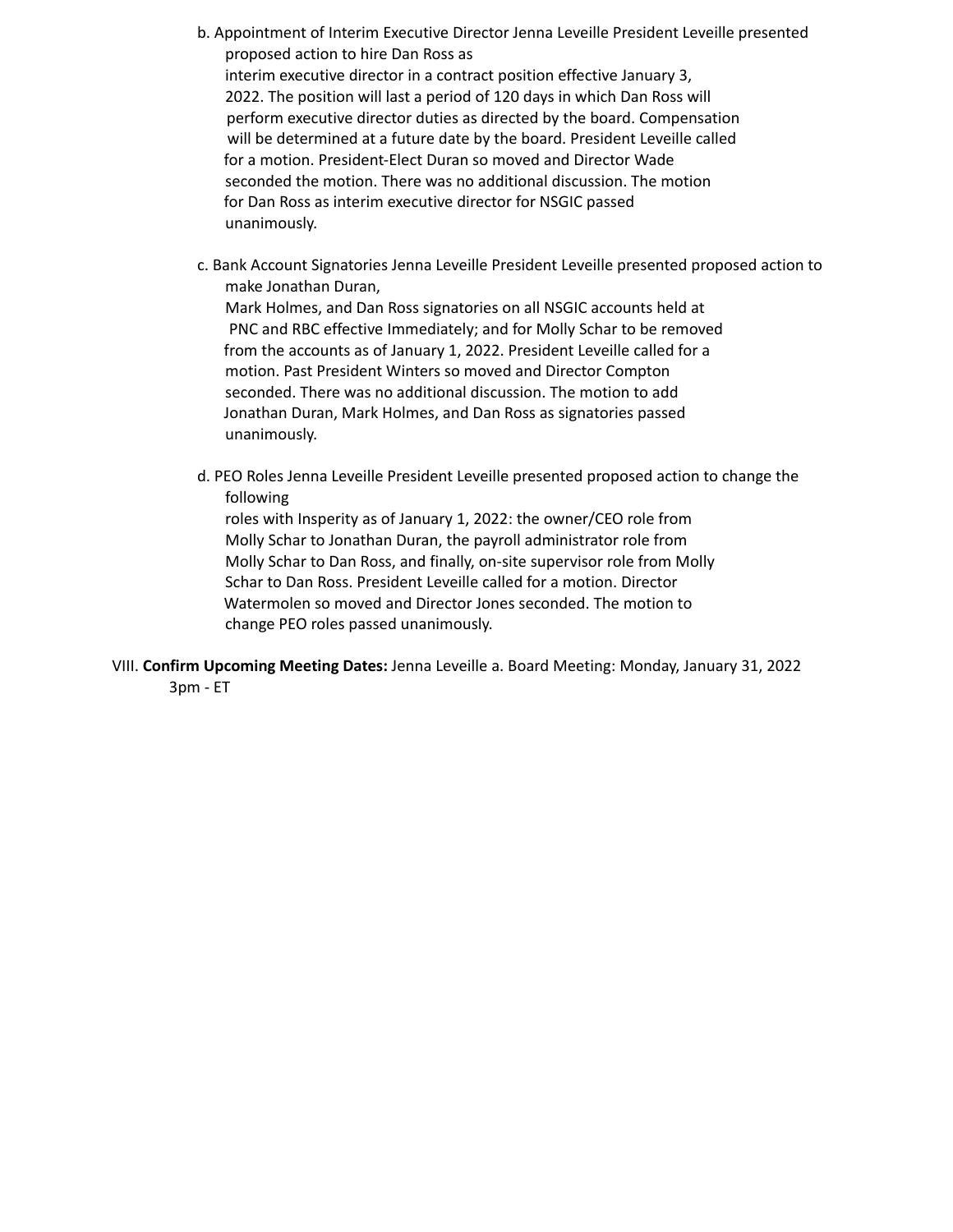b. Appointment of Interim Executive Director Jenna Leveille President Leveille presented proposed action to hire Dan Ross as interim executive director in a contract position effective January 3, 2022. The position will last a period of 120 days in which Dan Ross will perform executive director duties as directed by the board. Compensation will be determined at a future date by the board. President Leveille called for a motion. President-Elect Duran so moved and Director Wade seconded the motion. There was no additional discussion. The motion for Dan Ross as interim executive director for NSGIC passed unanimously.

c. Bank Account Signatories Jenna Leveille President Leveille presented proposed action to make Jonathan Duran, Mark Holmes, and Dan Ross signatories on all NSGIC accounts held at PNC and RBC effective Immediately; and for Molly Schar to be removed from the accounts as of January 1, 2022. President Leveille called for a motion. Past President Winters so moved and Director Compton seconded. There was no additional discussion. The motion to add Jonathan Duran, Mark Holmes, and Dan Ross as signatories passed unanimously.

d. PEO Roles Jenna Leveille President Leveille presented proposed action to change the following roles with Insperity as of January 1, 2022: the owner/CEO role from Molly Schar to Jonathan Duran, the payroll administrator role from Molly Schar to Dan Ross, and finally, on-site supervisor role from Molly Schar to Dan Ross. President Leveille called for a motion. Director Watermolen so moved and Director Jones seconded. The motion to change PEO roles passed unanimously.

VIII. **Confirm Upcoming Meeting Dates:** Jenna Leveille a. Board Meeting: Monday, January 31, 2022 3pm - ET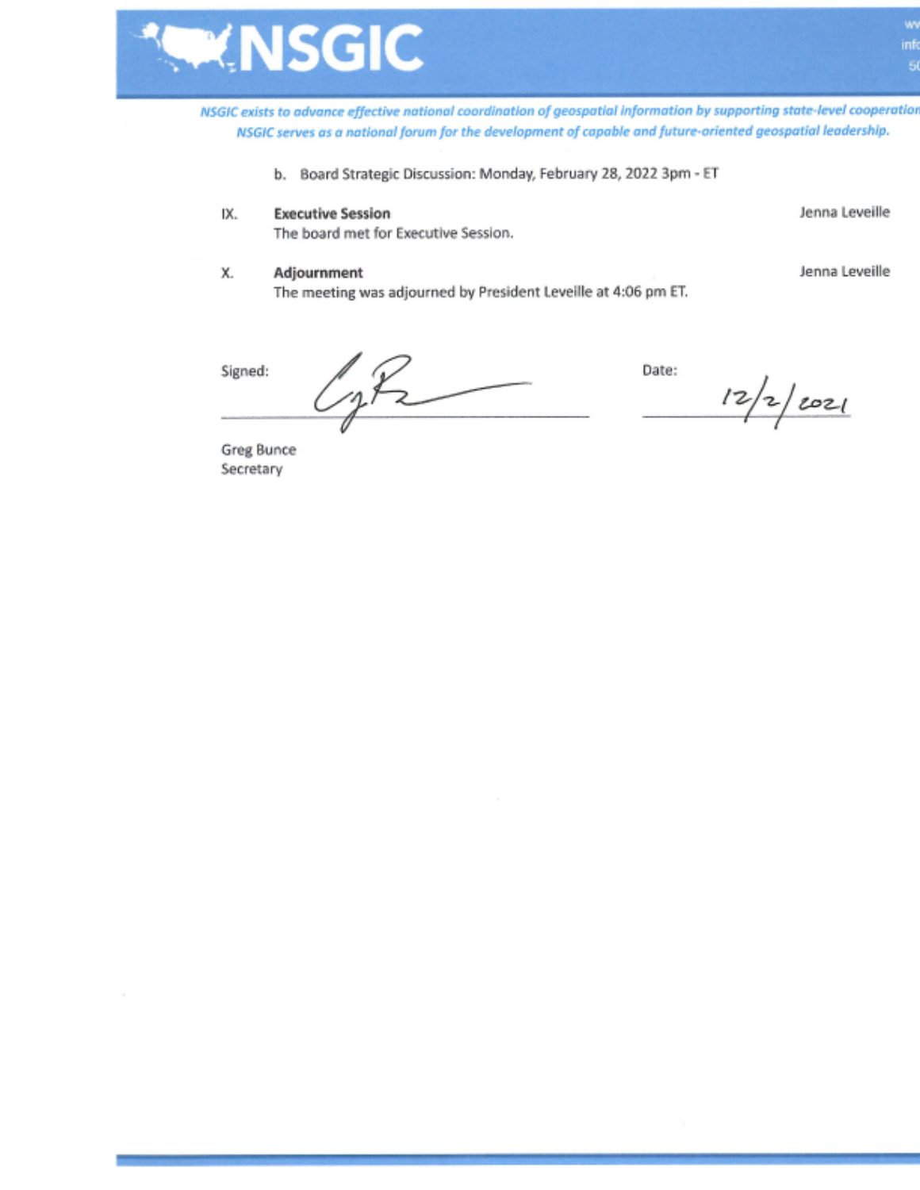NSGIC

*NSGIC exists to advance effective national coordination of geospatial information by supporting state-level cooperation NSGIC serves as a national forum for the development of capable and future-oriented geospatial leadership.*

b. Board Strategic Discussion: Monday, February 28, 2022 3pm - ET

IX. **Executive Session** — Jenna Leveille

The board met for Executive Session.

X. **Adjournment** — Jenna Leveille

The meeting was adjourned by President Leveille at 4:06 pm ET.

Signed: ______________________ Date: 12/2/2021

Greg Bunce
Secretary